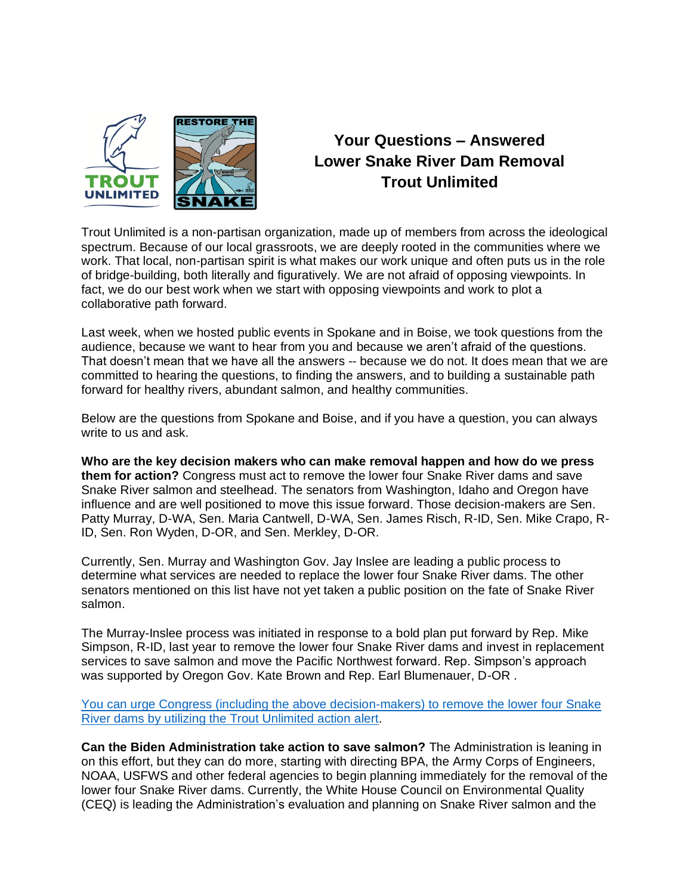# Your Questions – Answered
# Lower Snake River Dam Removal
# Trout Unlimited

Trout Unlimited is a non-partisan organization, made up of members from across the ideological spectrum. Because of our local grassroots, we are deeply rooted in the communities where we work. That local, non-partisan spirit is what makes our work unique and often puts us in the role of bridge-building, both literally and figuratively. We are not afraid of opposing viewpoints. In fact, we do our best work when we start with opposing viewpoints and work to plot a collaborative path forward.

Last week, when we hosted public events in Spokane and in Boise, we took questions from the audience, because we want to hear from you and because we aren't afraid of the questions. That doesn't mean that we have all the answers -- because we do not. It does mean that we are committed to hearing the questions, to finding the answers, and to building a sustainable path forward for healthy rivers, abundant salmon, and healthy communities.

Below are the questions from Spokane and Boise, and if you have a question, you can always write to us and ask.

**Who are the key decision makers who can make removal happen and how do we press them for action?** Congress must act to remove the lower four Snake River dams and save Snake River salmon and steelhead. The senators from Washington, Idaho and Oregon have influence and are well positioned to move this issue forward. Those decision-makers are Sen. Patty Murray, D-WA, Sen. Maria Cantwell, D-WA, Sen. James Risch, R-ID, Sen. Mike Crapo, R-ID, Sen. Ron Wyden, D-OR, and Sen. Merkley, D-OR.

Currently, Sen. Murray and Washington Gov. Jay Inslee are leading a public process to determine what services are needed to replace the lower four Snake River dams. The other senators mentioned on this list have not yet taken a public position on the fate of Snake River salmon.

The Murray-Inslee process was initiated in response to a bold plan put forward by Rep. Mike Simpson, R-ID, last year to remove the lower four Snake River dams and invest in replacement services to save salmon and move the Pacific Northwest forward. Rep. Simpson's approach was supported by Oregon Gov. Kate Brown and Rep. Earl Blumenauer, D-OR .

You can urge Congress (including the above decision-makers) to remove the lower four Snake River dams by utilizing the Trout Unlimited action alert.

**Can the Biden Administration take action to save salmon?** The Administration is leaning in on this effort, but they can do more, starting with directing BPA, the Army Corps of Engineers, NOAA, USFWS and other federal agencies to begin planning immediately for the removal of the lower four Snake River dams. Currently, the White House Council on Environmental Quality (CEQ) is leading the Administration's evaluation and planning on Snake River salmon and the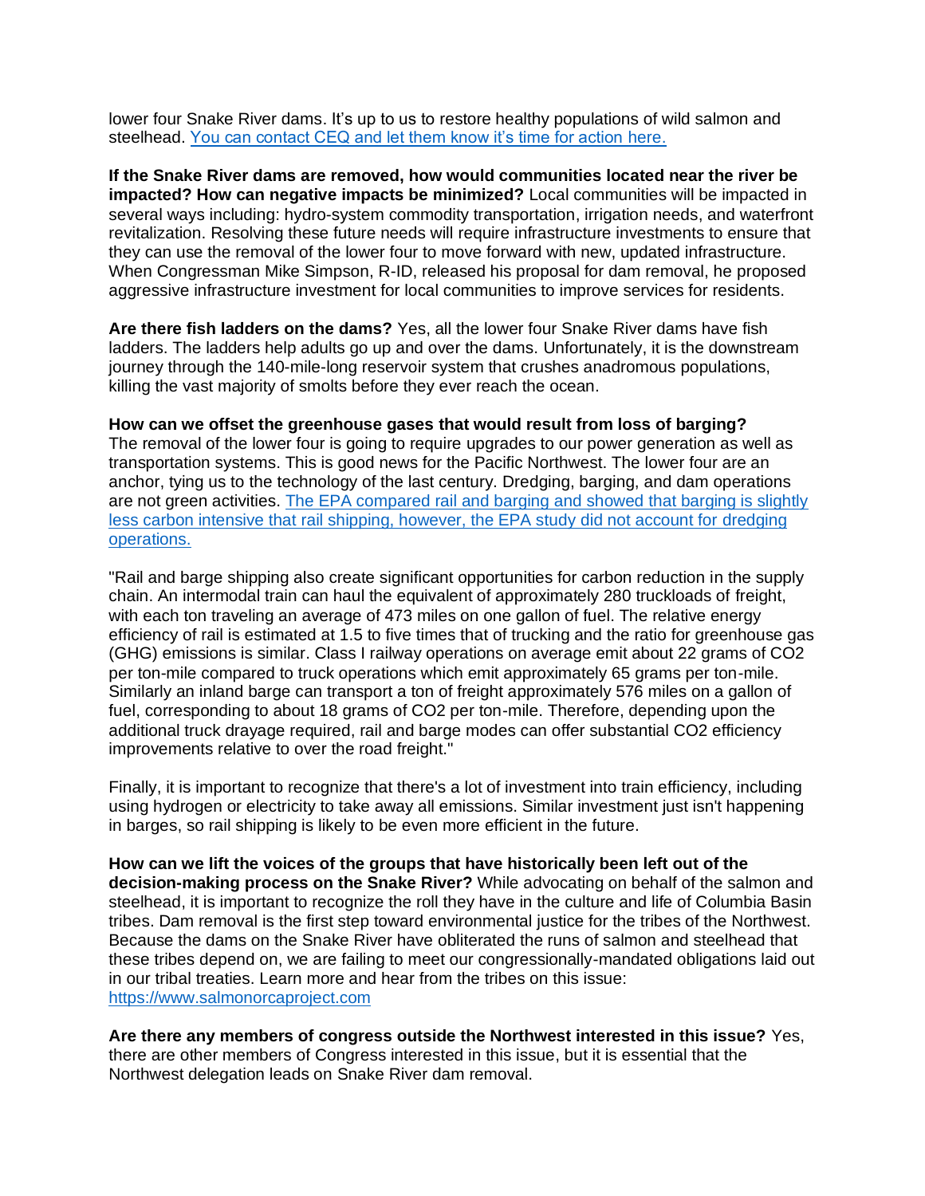lower four Snake River dams. It's up to us to restore healthy populations of wild salmon and steelhead. You can contact CEQ and let them know it's time for action here.

**If the Snake River dams are removed, how would communities located near the river be impacted? How can negative impacts be minimized?** Local communities will be impacted in several ways including: hydro-system commodity transportation, irrigation needs, and waterfront revitalization. Resolving these future needs will require infrastructure investments to ensure that they can use the removal of the lower four to move forward with new, updated infrastructure. When Congressman Mike Simpson, R-ID, released his proposal for dam removal, he proposed aggressive infrastructure investment for local communities to improve services for residents.

**Are there fish ladders on the dams?** Yes, all the lower four Snake River dams have fish ladders. The ladders help adults go up and over the dams. Unfortunately, it is the downstream journey through the 140-mile-long reservoir system that crushes anadromous populations, killing the vast majority of smolts before they ever reach the ocean.

**How can we offset the greenhouse gases that would result from loss of barging?**
The removal of the lower four is going to require upgrades to our power generation as well as transportation systems. This is good news for the Pacific Northwest. The lower four are an anchor, tying us to the technology of the last century. Dredging, barging, and dam operations are not green activities. The EPA compared rail and barging and showed that barging is slightly less carbon intensive that rail shipping, however, the EPA study did not account for dredging operations.

"Rail and barge shipping also create significant opportunities for carbon reduction in the supply chain. An intermodal train can haul the equivalent of approximately 280 truckloads of freight, with each ton traveling an average of 473 miles on one gallon of fuel. The relative energy efficiency of rail is estimated at 1.5 to five times that of trucking and the ratio for greenhouse gas (GHG) emissions is similar. Class I railway operations on average emit about 22 grams of $CO_2$ per ton-mile compared to truck operations which emit approximately 65 grams per ton-mile. Similarly an inland barge can transport a ton of freight approximately 576 miles on a gallon of fuel, corresponding to about 18 grams of $CO_2$ per ton-mile. Therefore, depending upon the additional truck drayage required, rail and barge modes can offer substantial $CO_2$ efficiency improvements relative to over the road freight."

Finally, it is important to recognize that there's a lot of investment into train efficiency, including using hydrogen or electricity to take away all emissions. Similar investment just isn't happening in barges, so rail shipping is likely to be even more efficient in the future.

**How can we lift the voices of the groups that have historically been left out of the decision-making process on the Snake River?** While advocating on behalf of the salmon and steelhead, it is important to recognize the roll they have in the culture and life of Columbia Basin tribes. Dam removal is the first step toward environmental justice for the tribes of the Northwest. Because the dams on the Snake River have obliterated the runs of salmon and steelhead that these tribes depend on, we are failing to meet our congressionally-mandated obligations laid out in our tribal treaties. Learn more and hear from the tribes on this issue: https://www.salmonorcaproject.com

**Are there any members of congress outside the Northwest interested in this issue?** Yes, there are other members of Congress interested in this issue, but it is essential that the Northwest delegation leads on Snake River dam removal.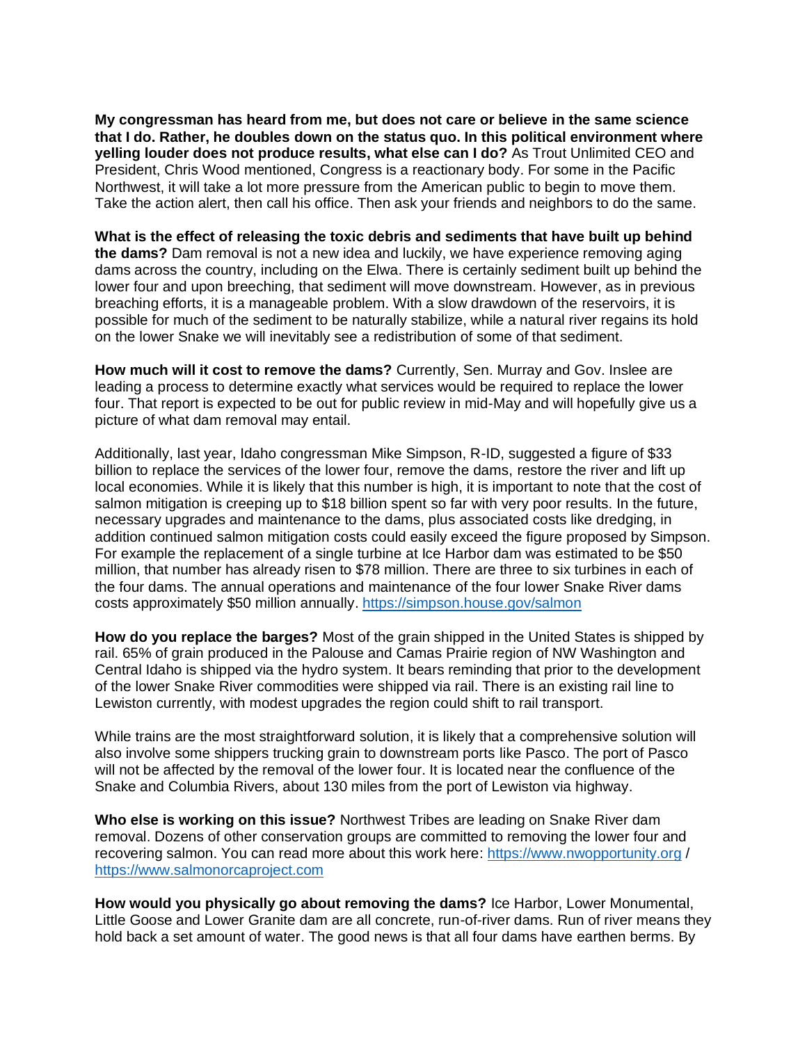**My congressman has heard from me, but does not care or believe in the same science that I do. Rather, he doubles down on the status quo. In this political environment where yelling louder does not produce results, what else can I do?** As Trout Unlimited CEO and President, Chris Wood mentioned, Congress is a reactionary body. For some in the Pacific Northwest, it will take a lot more pressure from the American public to begin to move them. Take the action alert, then call his office. Then ask your friends and neighbors to do the same.

**What is the effect of releasing the toxic debris and sediments that have built up behind the dams?** Dam removal is not a new idea and luckily, we have experience removing aging dams across the country, including on the Elwa. There is certainly sediment built up behind the lower four and upon breeching, that sediment will move downstream. However, as in previous breaching efforts, it is a manageable problem. With a slow drawdown of the reservoirs, it is possible for much of the sediment to be naturally stabilize, while a natural river regains its hold on the lower Snake we will inevitably see a redistribution of some of that sediment.

**How much will it cost to remove the dams?** Currently, Sen. Murray and Gov. Inslee are leading a process to determine exactly what services would be required to replace the lower four. That report is expected to be out for public review in mid-May and will hopefully give us a picture of what dam removal may entail.

Additionally, last year, Idaho congressman Mike Simpson, R-ID, suggested a figure of $33 billion to replace the services of the lower four, remove the dams, restore the river and lift up local economies. While it is likely that this number is high, it is important to note that the cost of salmon mitigation is creeping up to $18 billion spent so far with very poor results. In the future, necessary upgrades and maintenance to the dams, plus associated costs like dredging, in addition continued salmon mitigation costs could easily exceed the figure proposed by Simpson. For example the replacement of a single turbine at Ice Harbor dam was estimated to be $50 million, that number has already risen to $78 million. There are three to six turbines in each of the four dams. The annual operations and maintenance of the four lower Snake River dams costs approximately $50 million annually. https://simpson.house.gov/salmon

**How do you replace the barges?** Most of the grain shipped in the United States is shipped by rail. 65% of grain produced in the Palouse and Camas Prairie region of NW Washington and Central Idaho is shipped via the hydro system. It bears reminding that prior to the development of the lower Snake River commodities were shipped via rail. There is an existing rail line to Lewiston currently, with modest upgrades the region could shift to rail transport.

While trains are the most straightforward solution, it is likely that a comprehensive solution will also involve some shippers trucking grain to downstream ports like Pasco. The port of Pasco will not be affected by the removal of the lower four. It is located near the confluence of the Snake and Columbia Rivers, about 130 miles from the port of Lewiston via highway.

**Who else is working on this issue?** Northwest Tribes are leading on Snake River dam removal. Dozens of other conservation groups are committed to removing the lower four and recovering salmon. You can read more about this work here: https://www.nwopportunity.org / https://www.salmonorcaproject.com

**How would you physically go about removing the dams?** Ice Harbor, Lower Monumental, Little Goose and Lower Granite dam are all concrete, run-of-river dams. Run of river means they hold back a set amount of water. The good news is that all four dams have earthen berms. By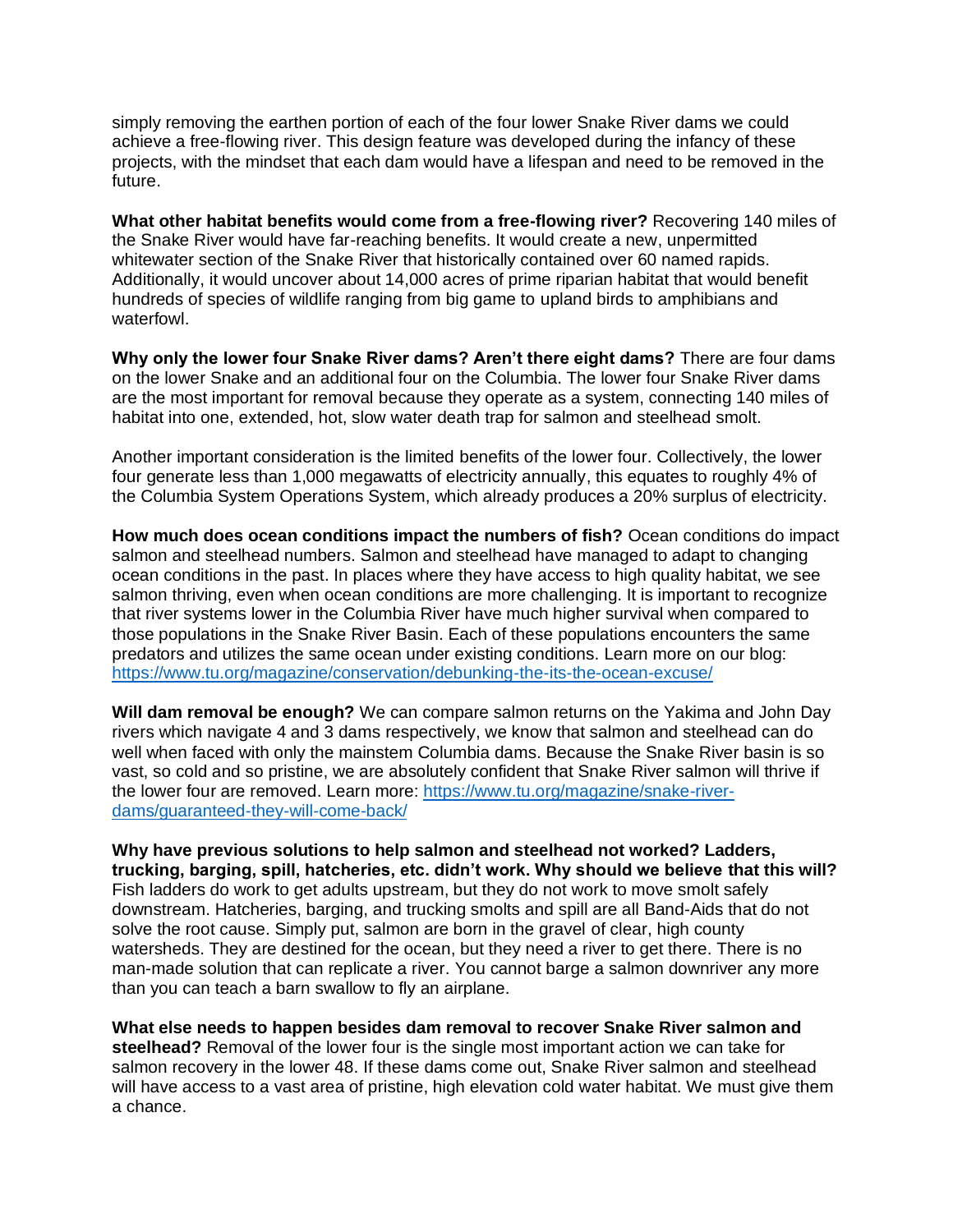simply removing the earthen portion of each of the four lower Snake River dams we could achieve a free-flowing river. This design feature was developed during the infancy of these projects, with the mindset that each dam would have a lifespan and need to be removed in the future.

**What other habitat benefits would come from a free-flowing river?** Recovering 140 miles of the Snake River would have far-reaching benefits. It would create a new, unpermitted whitewater section of the Snake River that historically contained over 60 named rapids. Additionally, it would uncover about 14,000 acres of prime riparian habitat that would benefit hundreds of species of wildlife ranging from big game to upland birds to amphibians and waterfowl.

**Why only the lower four Snake River dams? Aren't there eight dams?** There are four dams on the lower Snake and an additional four on the Columbia. The lower four Snake River dams are the most important for removal because they operate as a system, connecting 140 miles of habitat into one, extended, hot, slow water death trap for salmon and steelhead smolt.

Another important consideration is the limited benefits of the lower four. Collectively, the lower four generate less than 1,000 megawatts of electricity annually, this equates to roughly 4% of the Columbia System Operations System, which already produces a 20% surplus of electricity.

**How much does ocean conditions impact the numbers of fish?** Ocean conditions do impact salmon and steelhead numbers. Salmon and steelhead have managed to adapt to changing ocean conditions in the past. In places where they have access to high quality habitat, we see salmon thriving, even when ocean conditions are more challenging. It is important to recognize that river systems lower in the Columbia River have much higher survival when compared to those populations in the Snake River Basin. Each of these populations encounters the same predators and utilizes the same ocean under existing conditions. Learn more on our blog: https://www.tu.org/magazine/conservation/debunking-the-its-the-ocean-excuse/

**Will dam removal be enough?** We can compare salmon returns on the Yakima and John Day rivers which navigate 4 and 3 dams respectively, we know that salmon and steelhead can do well when faced with only the mainstem Columbia dams. Because the Snake River basin is so vast, so cold and so pristine, we are absolutely confident that Snake River salmon will thrive if the lower four are removed. Learn more: https://www.tu.org/magazine/snake-river-dams/guaranteed-they-will-come-back/

**Why have previous solutions to help salmon and steelhead not worked? Ladders, trucking, barging, spill, hatcheries, etc. didn't work. Why should we believe that this will?** Fish ladders do work to get adults upstream, but they do not work to move smolt safely downstream. Hatcheries, barging, and trucking smolts and spill are all Band-Aids that do not solve the root cause. Simply put, salmon are born in the gravel of clear, high county watersheds. They are destined for the ocean, but they need a river to get there. There is no man-made solution that can replicate a river. You cannot barge a salmon downriver any more than you can teach a barn swallow to fly an airplane.

**What else needs to happen besides dam removal to recover Snake River salmon and steelhead?** Removal of the lower four is the single most important action we can take for salmon recovery in the lower 48. If these dams come out, Snake River salmon and steelhead will have access to a vast area of pristine, high elevation cold water habitat. We must give them a chance.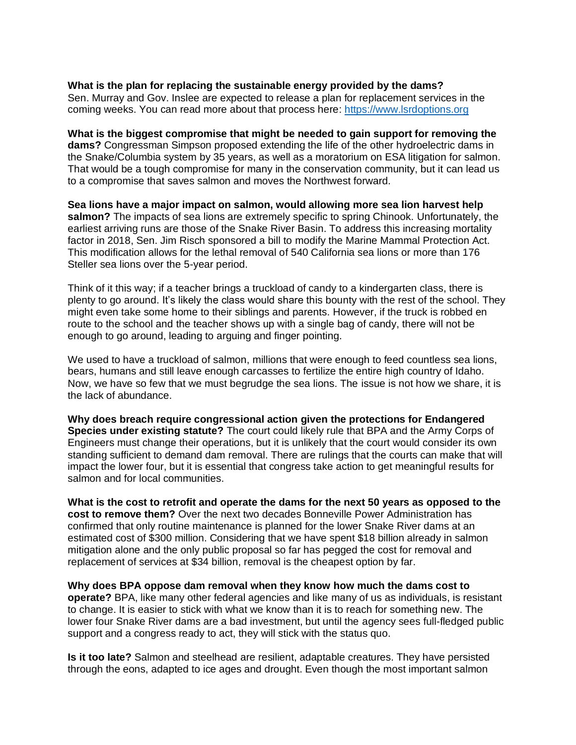**What is the plan for replacing the sustainable energy provided by the dams?** Sen. Murray and Gov. Inslee are expected to release a plan for replacement services in the coming weeks. You can read more about that process here: [https://www.lsrdoptions.org](https://www.lsrdoptions.org)

**What is the biggest compromise that might be needed to gain support for removing the dams?** Congressman Simpson proposed extending the life of the other hydroelectric dams in the Snake/Columbia system by 35 years, as well as a moratorium on ESA litigation for salmon. That would be a tough compromise for many in the conservation community, but it can lead us to a compromise that saves salmon and moves the Northwest forward.

**Sea lions have a major impact on salmon, would allowing more sea lion harvest help salmon?** The impacts of sea lions are extremely specific to spring Chinook. Unfortunately, the earliest arriving runs are those of the Snake River Basin. To address this increasing mortality factor in 2018, Sen. Jim Risch sponsored a bill to modify the Marine Mammal Protection Act. This modification allows for the lethal removal of 540 California sea lions or more than 176 Steller sea lions over the 5-year period.

Think of it this way; if a teacher brings a truckload of candy to a kindergarten class, there is plenty to go around. It's likely the class would share this bounty with the rest of the school. They might even take some home to their siblings and parents. However, if the truck is robbed en route to the school and the teacher shows up with a single bag of candy, there will not be enough to go around, leading to arguing and finger pointing.

We used to have a truckload of salmon, millions that were enough to feed countless sea lions, bears, humans and still leave enough carcasses to fertilize the entire high country of Idaho. Now, we have so few that we must begrudge the sea lions. The issue is not how we share, it is the lack of abundance.

**Why does breach require congressional action given the protections for Endangered Species under existing statute?** The court could likely rule that BPA and the Army Corps of Engineers must change their operations, but it is unlikely that the court would consider its own standing sufficient to demand dam removal. There are rulings that the courts can make that will impact the lower four, but it is essential that congress take action to get meaningful results for salmon and for local communities.

**What is the cost to retrofit and operate the dams for the next 50 years as opposed to the cost to remove them?** Over the next two decades Bonneville Power Administration has confirmed that only routine maintenance is planned for the lower Snake River dams at an estimated cost of $300 million. Considering that we have spent $18 billion already in salmon mitigation alone and the only public proposal so far has pegged the cost for removal and replacement of services at $34 billion, removal is the cheapest option by far.

**Why does BPA oppose dam removal when they know how much the dams cost to operate?** BPA, like many other federal agencies and like many of us as individuals, is resistant to change. It is easier to stick with what we know than it is to reach for something new. The lower four Snake River dams are a bad investment, but until the agency sees full-fledged public support and a congress ready to act, they will stick with the status quo.

**Is it too late?** Salmon and steelhead are resilient, adaptable creatures. They have persisted through the eons, adapted to ice ages and drought. Even though the most important salmon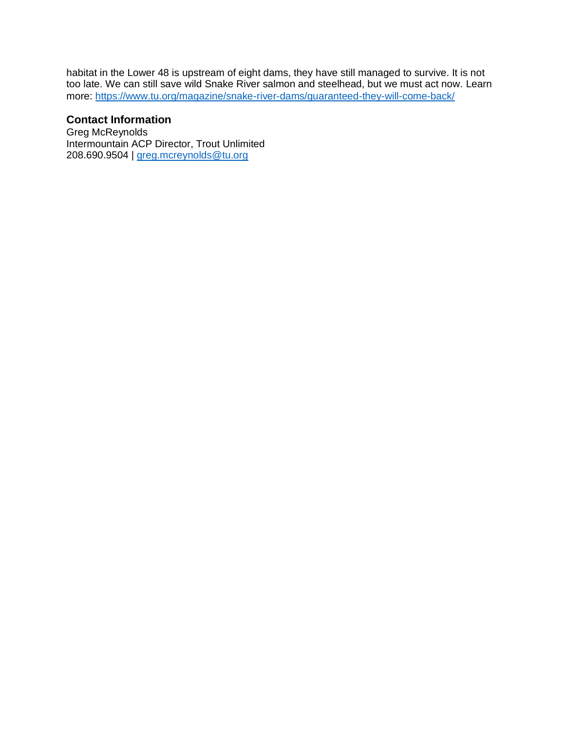habitat in the Lower 48 is upstream of eight dams, they have still managed to survive. It is not too late. We can still save wild Snake River salmon and steelhead, but we must act now. Learn more: [https://www.tu.org/magazine/snake-river-dams/guaranteed-they-will-come-back/](https://www.tu.org/magazine/snake-river-dams/guaranteed-they-will-come-back/)

### Contact Information

Greg McReynolds
Intermountain ACP Director, Trout Unlimited
208.690.9504 | [greg.mcreynolds@tu.org](mailto:greg.mcreynolds@tu.org)